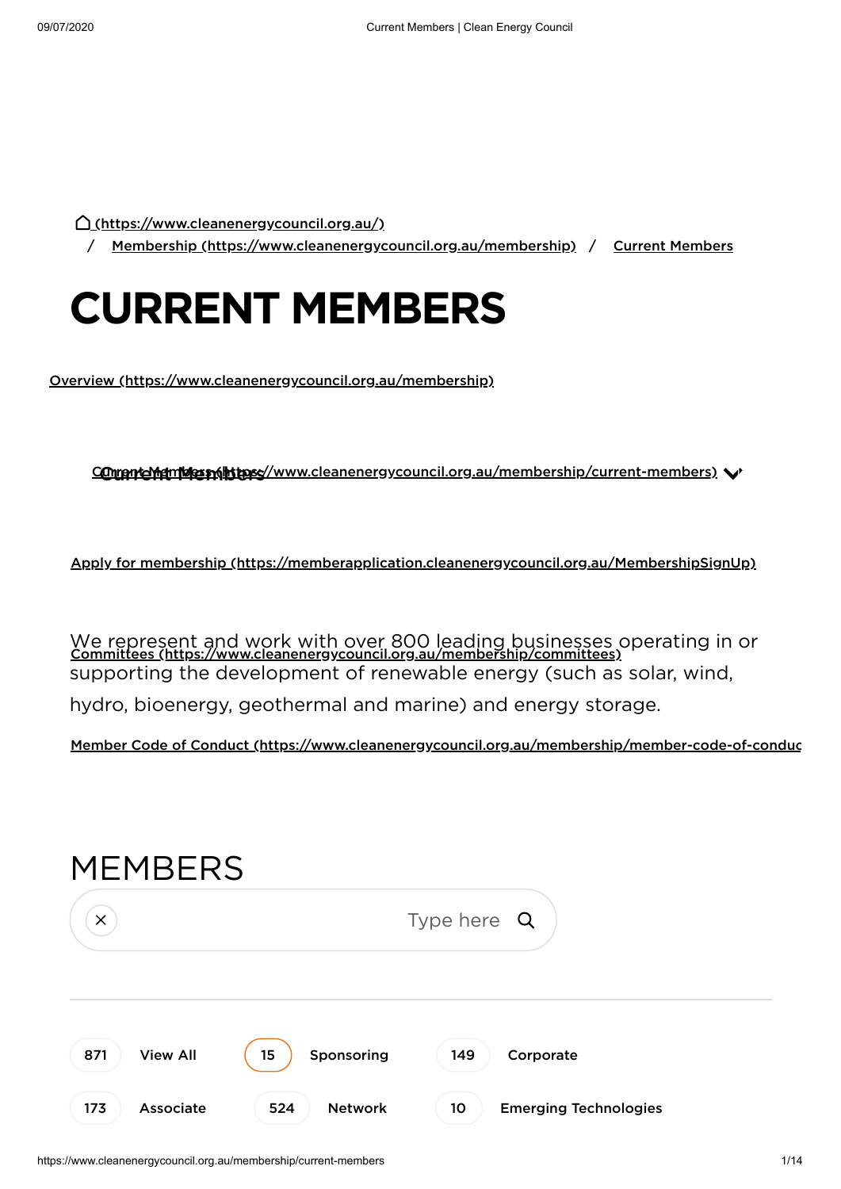(https://www.cleanenergycouncil.org.au/)

/ Membership (https://www.cleanenergycouncil.org.au/membership) / Current Members

# CURRENT MEMBERS

Overview (https://www.cleanenergycouncil.org.au/membership)

Current Members (https://www.cleanenergycouncil.org.au/membership/current-members)

Apply for membership (https://memberapplication.cleanenergycouncil.org.au/MembershipSignUp)

Committees (https://www.cleanenergycouncil.org.au/membership/committees)

We represent and work with over 800 leading businesses operating in or supporting the development of renewable energy (such as solar, wind, hydro, bioenergy, geothermal and marine) and energy storage.

Member Code of Conduct (https://www.cleanenergycouncil.org.au/membership/member-code-of-conduc

## MEMBERS

Type here

871 View All

15 Sponsoring

149 Corporate

173 Associate

524 Network

10 Emerging Technologies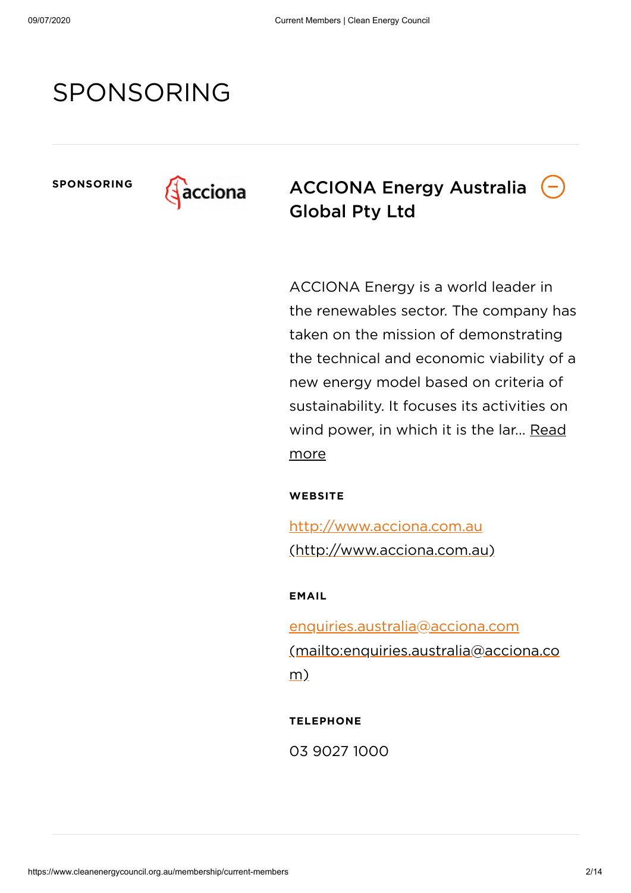# SPONSORING

**SPONSORING**

## ACCIONA Energy Australia Global Pty Ltd

ACCIONA Energy is a world leader in the renewables sector. The company has taken on the mission of demonstrating the technical and economic viability of a new energy model based on criteria of sustainability. It focuses its activities on wind power, in which it is the lar... Read more

**WEBSITE**

http://www.acciona.com.au (http://www.acciona.com.au)

**EMAIL**

enquiries.australia@acciona.com (mailto:enquiries.australia@acciona.com)

**TELEPHONE**

03 9027 1000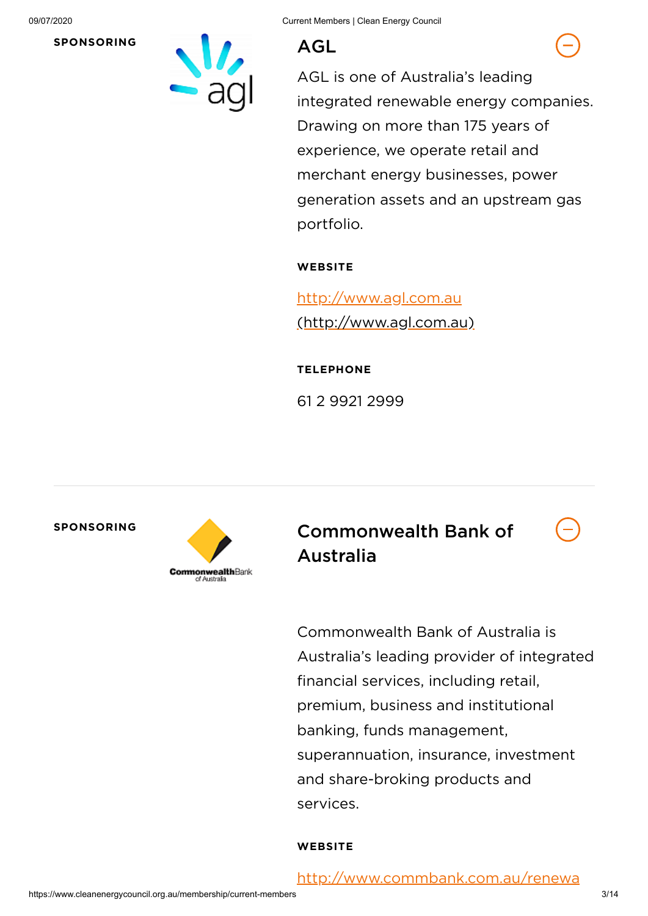**SPONSORING**

## AGL

AGL is one of Australia's leading integrated renewable energy companies. Drawing on more than 175 years of experience, we operate retail and merchant energy businesses, power generation assets and an upstream gas portfolio.

**WEBSITE**

http://www.agl.com.au (http://www.agl.com.au)

**TELEPHONE**

61 2 9921 2999

---

**SPONSORING**

## Commonwealth Bank of Australia

Commonwealth Bank of Australia is Australia's leading provider of integrated financial services, including retail, premium, business and institutional banking, funds management, superannuation, insurance, investment and share-broking products and services.

**WEBSITE**

http://www.commbank.com.au/renewa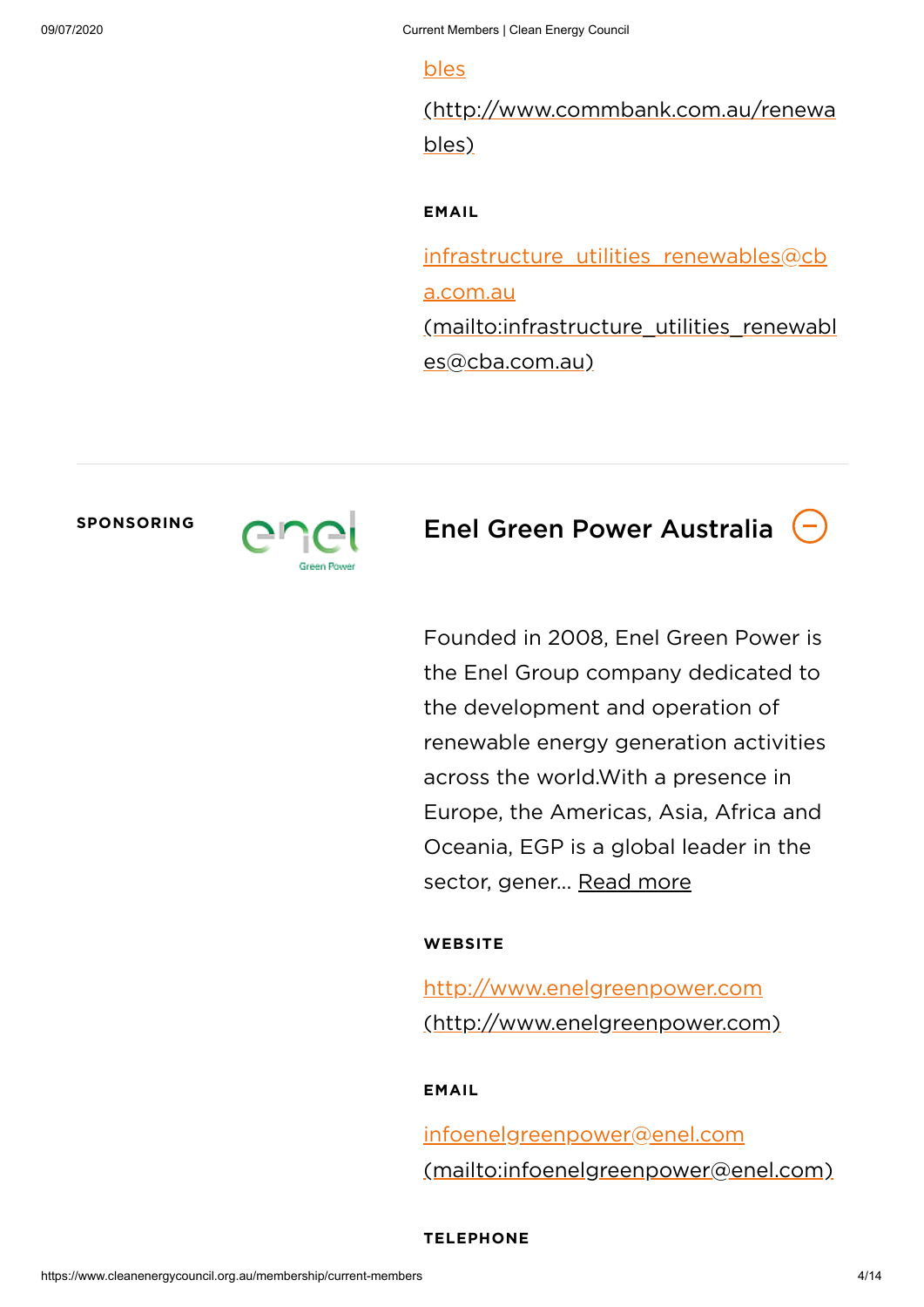bles

(http://www.commbank.com.au/renewables)

**EMAIL**

infrastructure_utilities_renewables@cba.com.au (mailto:infrastructure_utilities_renewables@cba.com.au)

---

**SPONSORING**

## Enel Green Power Australia

Founded in 2008, Enel Green Power is the Enel Group company dedicated to the development and operation of renewable energy generation activities across the world.With a presence in Europe, the Americas, Asia, Africa and Oceania, EGP is a global leader in the sector, gener... Read more

**WEBSITE**

http://www.enelgreenpower.com (http://www.enelgreenpower.com)

**EMAIL**

infoenelgreenpower@enel.com (mailto:infoenelgreenpower@enel.com)

**TELEPHONE**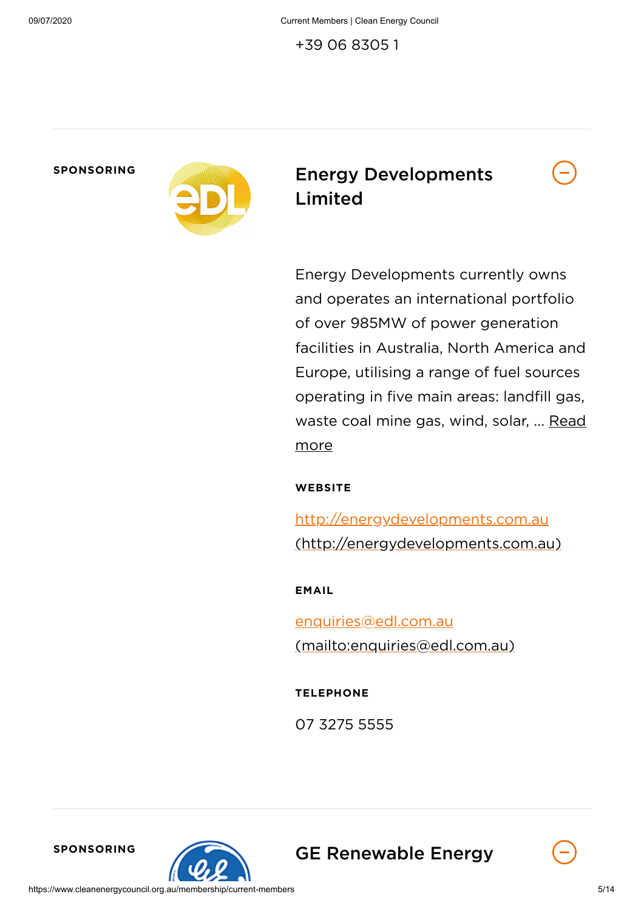+39 06 8305 1

---

**SPONSORING**

## Energy Developments Limited

Energy Developments currently owns and operates an international portfolio of over 985MW of power generation facilities in Australia, North America and Europe, utilising a range of fuel sources operating in five main areas: landfill gas, waste coal mine gas, wind, solar, ... Read more

**WEBSITE**

http://energydevelopments.com.au (http://energydevelopments.com.au)

**EMAIL**

enquiries@edl.com.au (mailto:enquiries@edl.com.au)

**TELEPHONE**

07 3275 5555

---

**SPONSORING**

## GE Renewable Energy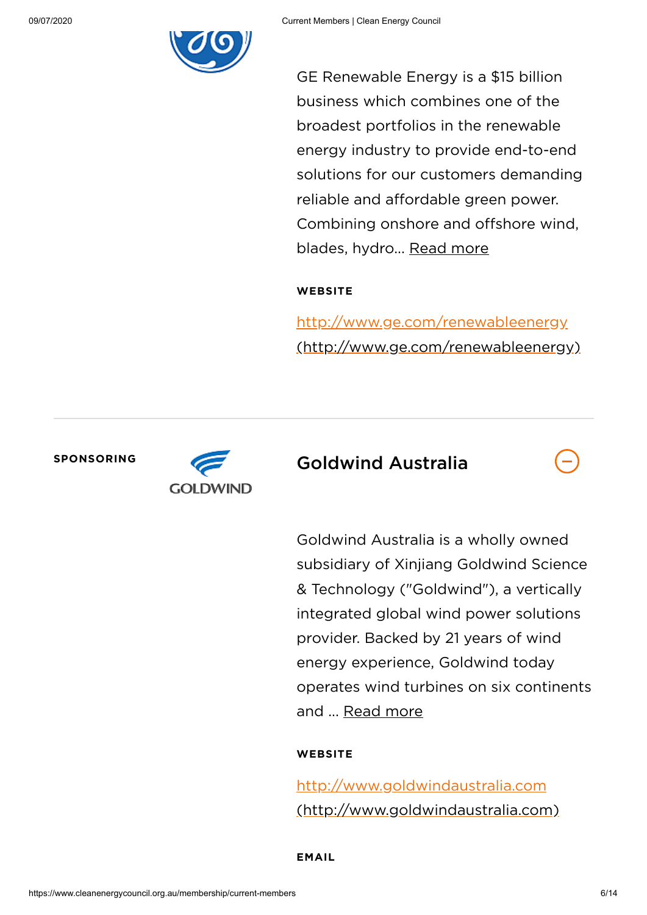GE Renewable Energy is a $15 billion business which combines one of the broadest portfolios in the renewable energy industry to provide end-to-end solutions for our customers demanding reliable and affordable green power. Combining onshore and offshore wind, blades, hydro... Read more

**WEBSITE**

http://www.ge.com/renewableenergy (http://www.ge.com/renewableenergy)

---

**SPONSORING**

## Goldwind Australia

Goldwind Australia is a wholly owned subsidiary of Xinjiang Goldwind Science & Technology ("Goldwind"), a vertically integrated global wind power solutions provider. Backed by 21 years of wind energy experience, Goldwind today operates wind turbines on six continents and ... Read more

**WEBSITE**

http://www.goldwindaustralia.com (http://www.goldwindaustralia.com)

**EMAIL**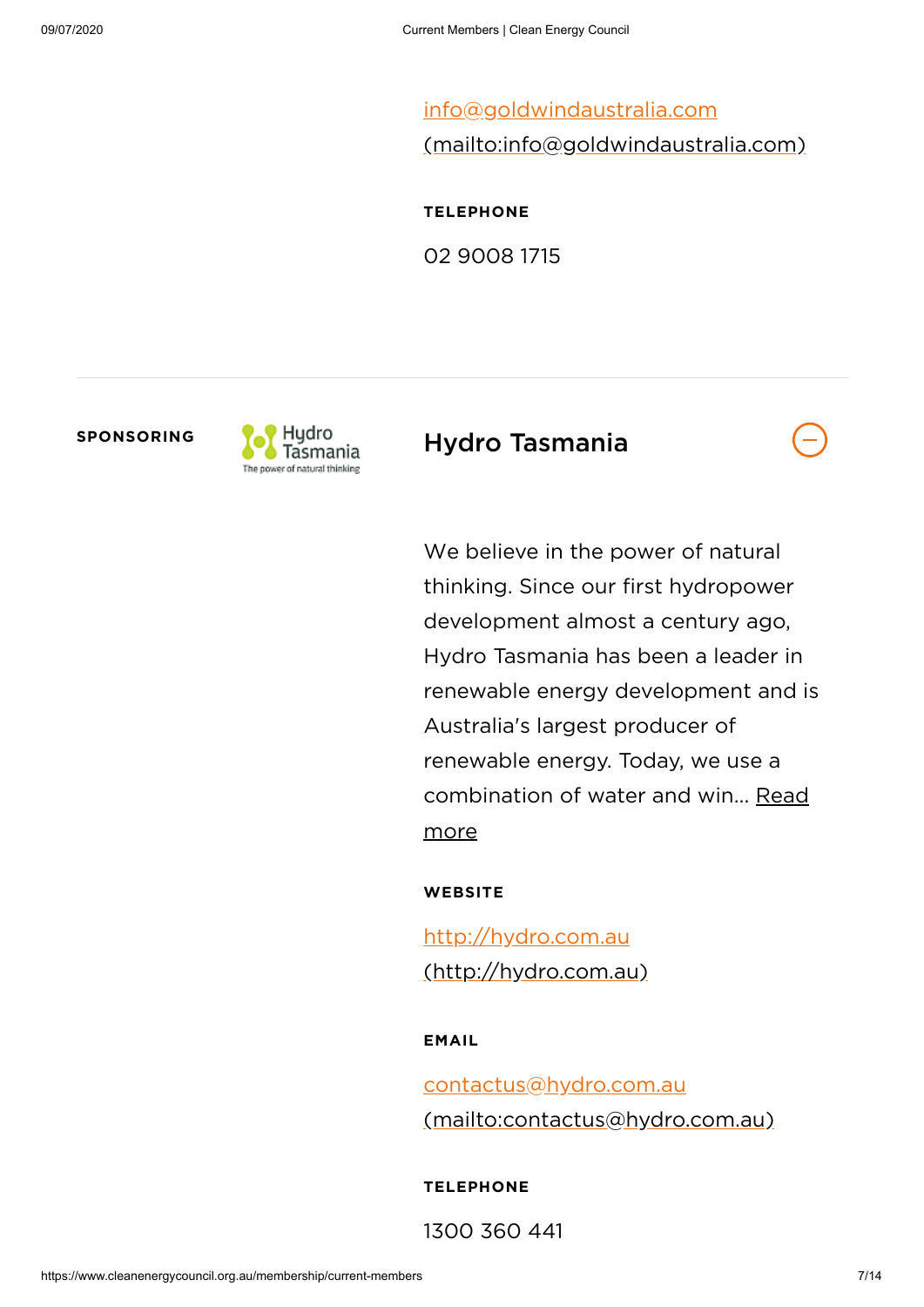[info@goldwindaustralia.com](mailto:info@goldwindaustralia.com)
(mailto:info@goldwindaustralia.com)

**TELEPHONE**

02 9008 1715

---

**SPONSORING**

## Hydro Tasmania

We believe in the power of natural thinking. Since our first hydropower development almost a century ago, Hydro Tasmania has been a leader in renewable energy development and is Australia's largest producer of renewable energy. Today, we use a combination of water and win... Read more

**WEBSITE**

[http://hydro.com.au](http://hydro.com.au)
(http://hydro.com.au)

**EMAIL**

[contactus@hydro.com.au](mailto:contactus@hydro.com.au)
(mailto:contactus@hydro.com.au)

**TELEPHONE**

1300 360 441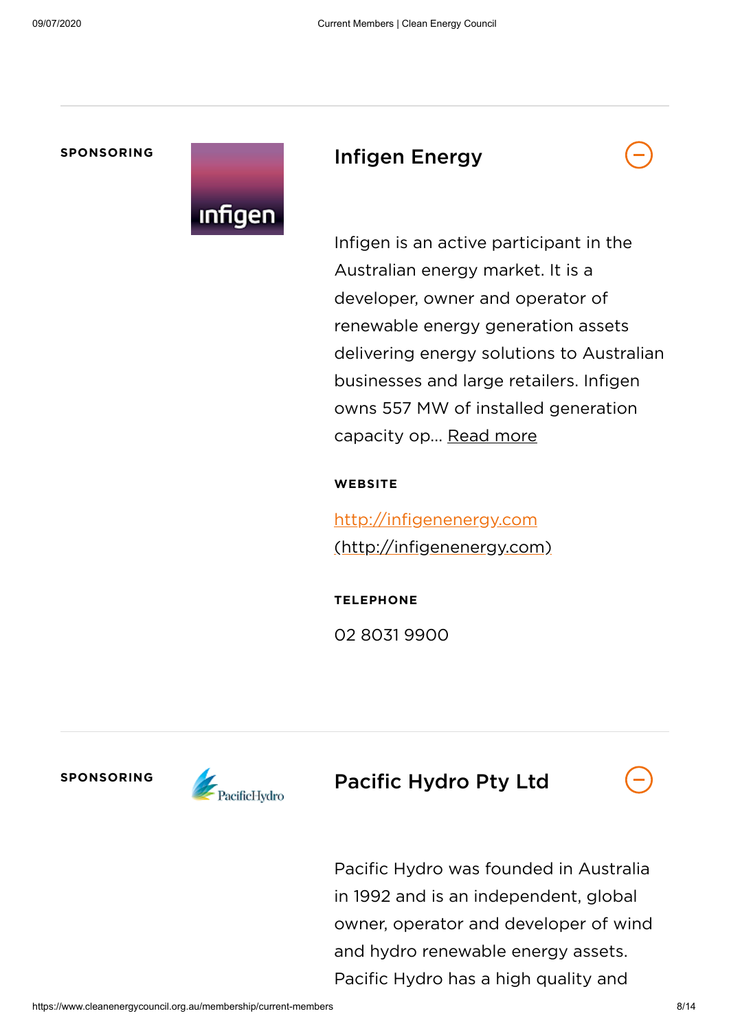SPONSORING

## Infigen Energy

Infigen is an active participant in the Australian energy market. It is a developer, owner and operator of renewable energy generation assets delivering energy solutions to Australian businesses and large retailers. Infigen owns 557 MW of installed generation capacity op... Read more

**WEBSITE**

http://infigenenergy.com (http://infigenenergy.com)

**TELEPHONE**

02 8031 9900

SPONSORING

## Pacific Hydro Pty Ltd

Pacific Hydro was founded in Australia in 1992 and is an independent, global owner, operator and developer of wind and hydro renewable energy assets. Pacific Hydro has a high quality and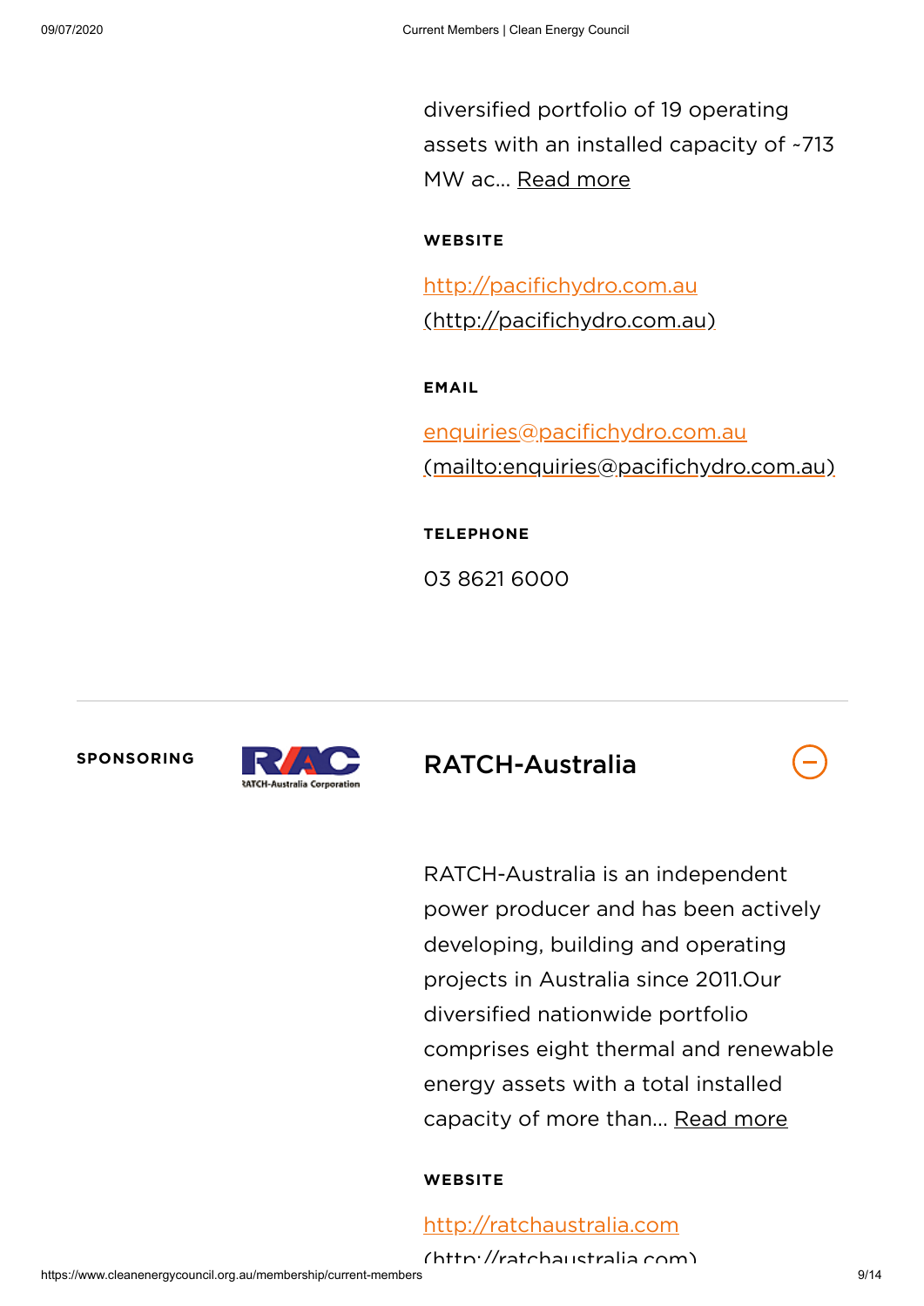diversified portfolio of 19 operating assets with an installed capacity of ~713 MW ac... Read more

**WEBSITE**

http://pacifichydro.com.au (http://pacifichydro.com.au)

**EMAIL**

enquiries@pacifichydro.com.au (mailto:enquiries@pacifichydro.com.au)

**TELEPHONE**

03 8621 6000

---

**SPONSORING**

## RATCH-Australia

RATCH-Australia is an independent power producer and has been actively developing, building and operating projects in Australia since 2011.Our diversified nationwide portfolio comprises eight thermal and renewable energy assets with a total installed capacity of more than... Read more

**WEBSITE**

http://ratchaustralia.com (http://ratchaustralia.com)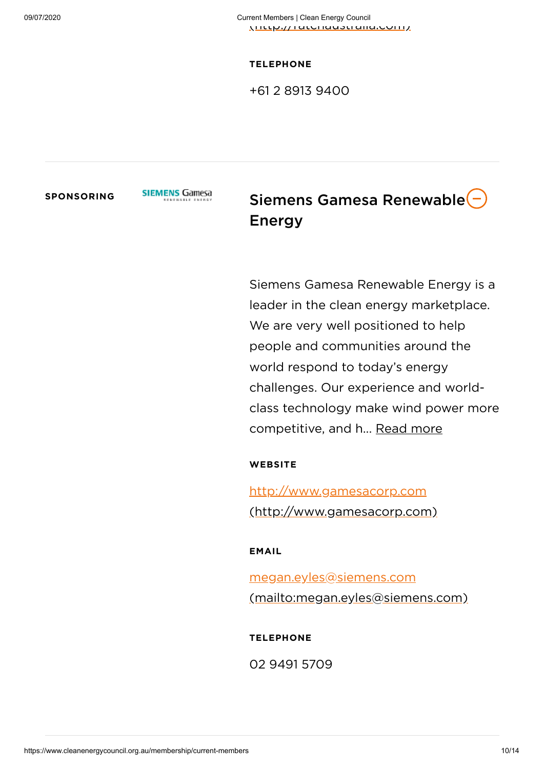(http://ratchaustralia.com)

**TELEPHONE**

+61 2 8913 9400

---

**SPONSORING**

SIEMENS Gamesa RENEWABLE ENERGY

## Siemens Gamesa Renewable Energy

Siemens Gamesa Renewable Energy is a leader in the clean energy marketplace. We are very well positioned to help people and communities around the world respond to today's energy challenges. Our experience and world-class technology make wind power more competitive, and h... Read more

**WEBSITE**

http://www.gamesacorp.com (http://www.gamesacorp.com)

**EMAIL**

megan.eyles@siemens.com (mailto:megan.eyles@siemens.com)

**TELEPHONE**

02 9491 5709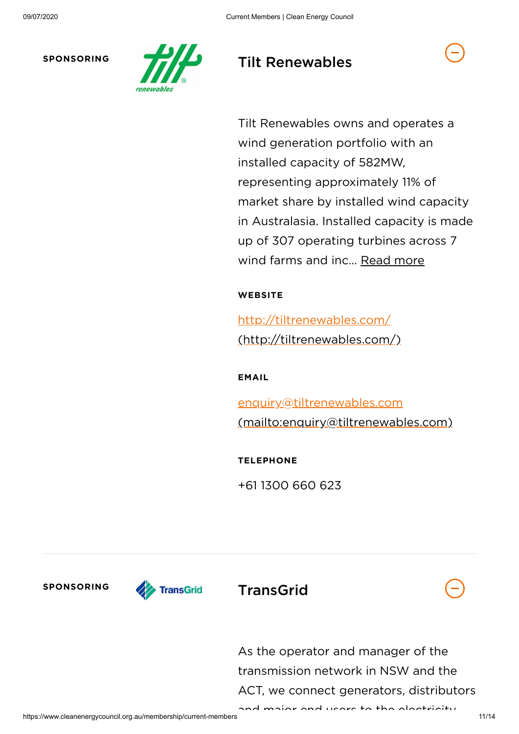SPONSORING

## Tilt Renewables

Tilt Renewables owns and operates a wind generation portfolio with an installed capacity of 582MW, representing approximately 11% of market share by installed wind capacity in Australasia. Installed capacity is made up of 307 operating turbines across 7 wind farms and inc... Read more

**WEBSITE**

http://tiltrenewables.com/ (http://tiltrenewables.com/)

**EMAIL**

enquiry@tiltrenewables.com (mailto:enquiry@tiltrenewables.com)

**TELEPHONE**

+61 1300 660 623

---

SPONSORING

## TransGrid

As the operator and manager of the transmission network in NSW and the ACT, we connect generators, distributors and major end users to the electricity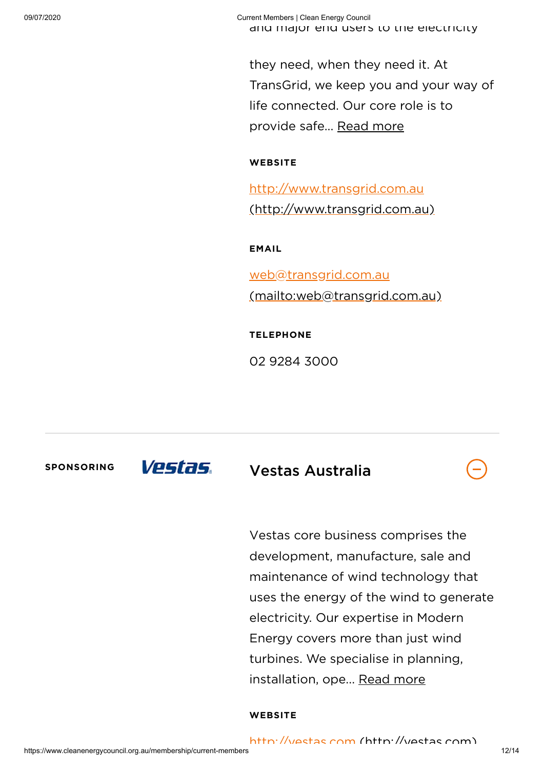and major end users to the electricity they need, when they need it. At TransGrid, we keep you and your way of life connected. Our core role is to provide safe... Read more

**WEBSITE**

http://www.transgrid.com.au (http://www.transgrid.com.au)

**EMAIL**

web@transgrid.com.au (mailto:web@transgrid.com.au)

**TELEPHONE**

02 9284 3000

---

**SPONSORING**

Vestas

## Vestas Australia

Vestas core business comprises the development, manufacture, sale and maintenance of wind technology that uses the energy of the wind to generate electricity. Our expertise in Modern Energy covers more than just wind turbines. We specialise in planning, installation, ope... Read more

**WEBSITE**

http://vestas.com (http://vestas.com)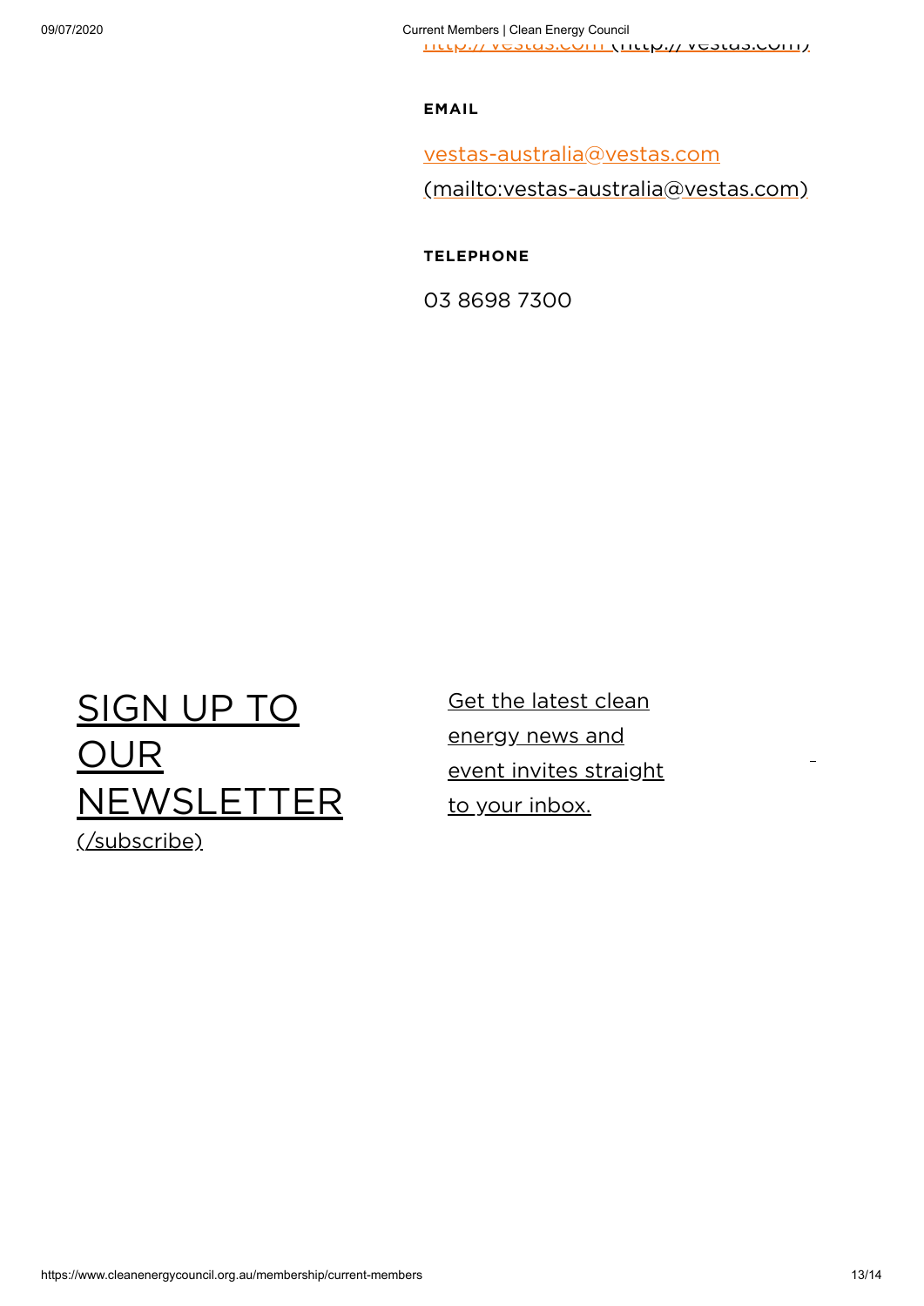http://vestas.com (http://vestas.com)

**EMAIL**

vestas-australia@vestas.com (mailto:vestas-australia@vestas.com)

**TELEPHONE**

03 8698 7300

# SIGN UP TO OUR NEWSLETTER (/subscribe)

Get the latest clean energy news and event invites straight to your inbox.